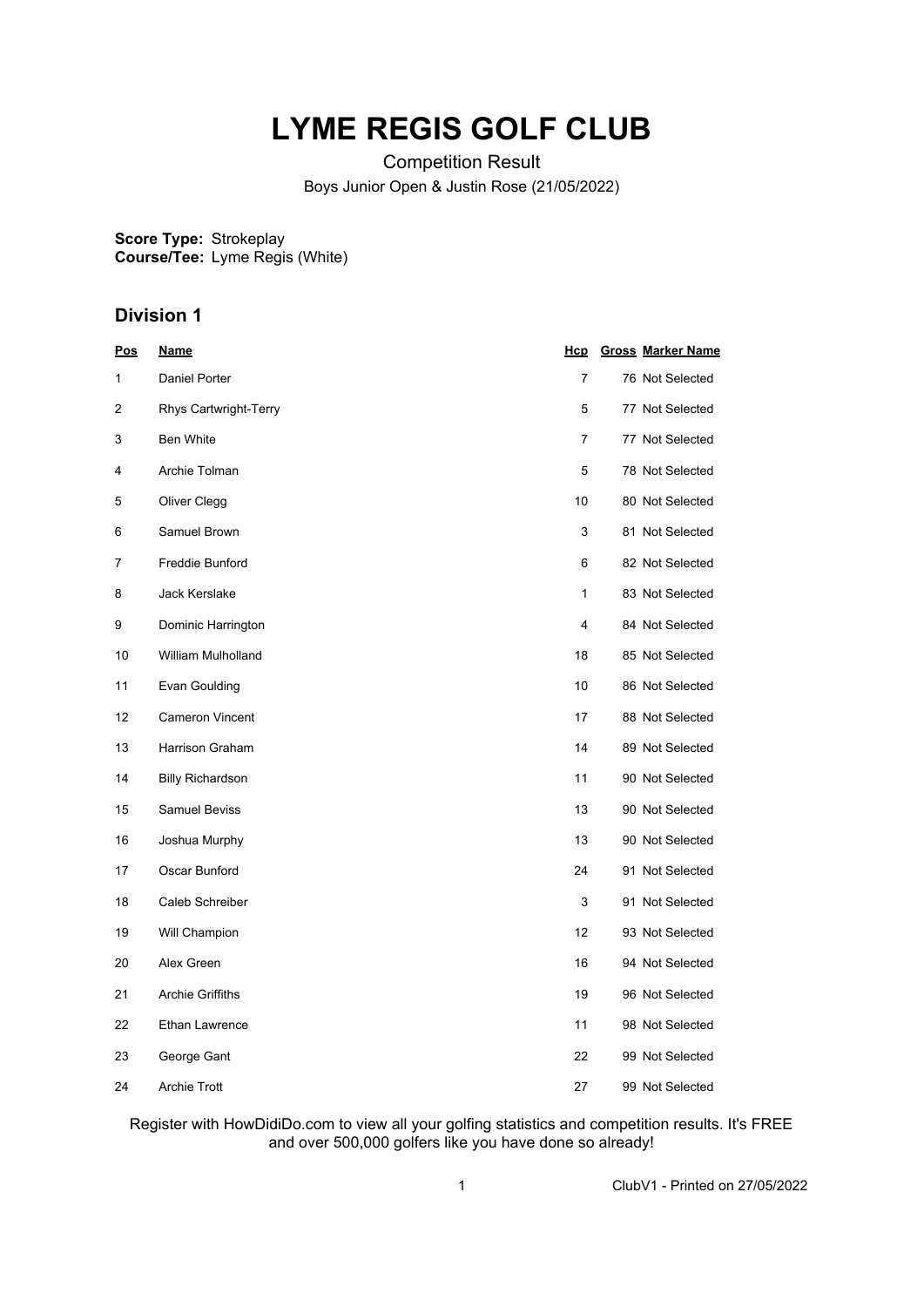# LYME REGIS GOLF CLUB

Competition Result

Boys Junior Open & Justin Rose (21/05/2022)

**Score Type:** Strokeplay
**Course/Tee:** Lyme Regis (White)

## Division 1

| Pos | Name | Hcp | Gross | Marker Name |
|---|---|---|---|---|
| 1 | Daniel Porter | 7 | 76 | Not Selected |
| 2 | Rhys Cartwright-Terry | 5 | 77 | Not Selected |
| 3 | Ben White | 7 | 77 | Not Selected |
| 4 | Archie Tolman | 5 | 78 | Not Selected |
| 5 | Oliver Clegg | 10 | 80 | Not Selected |
| 6 | Samuel Brown | 3 | 81 | Not Selected |
| 7 | Freddie Bunford | 6 | 82 | Not Selected |
| 8 | Jack Kerslake | 1 | 83 | Not Selected |
| 9 | Dominic Harrington | 4 | 84 | Not Selected |
| 10 | William Mulholland | 18 | 85 | Not Selected |
| 11 | Evan Goulding | 10 | 86 | Not Selected |
| 12 | Cameron Vincent | 17 | 88 | Not Selected |
| 13 | Harrison Graham | 14 | 89 | Not Selected |
| 14 | Billy Richardson | 11 | 90 | Not Selected |
| 15 | Samuel Beviss | 13 | 90 | Not Selected |
| 16 | Joshua Murphy | 13 | 90 | Not Selected |
| 17 | Oscar Bunford | 24 | 91 | Not Selected |
| 18 | Caleb Schreiber | 3 | 91 | Not Selected |
| 19 | Will Champion | 12 | 93 | Not Selected |
| 20 | Alex Green | 16 | 94 | Not Selected |
| 21 | Archie Griffiths | 19 | 96 | Not Selected |
| 22 | Ethan Lawrence | 11 | 98 | Not Selected |
| 23 | George Gant | 22 | 99 | Not Selected |
| 24 | Archie Trott | 27 | 99 | Not Selected |

Register with HowDidiDo.com to view all your golfing statistics and competition results. It's FREE and over 500,000 golfers like you have done so already!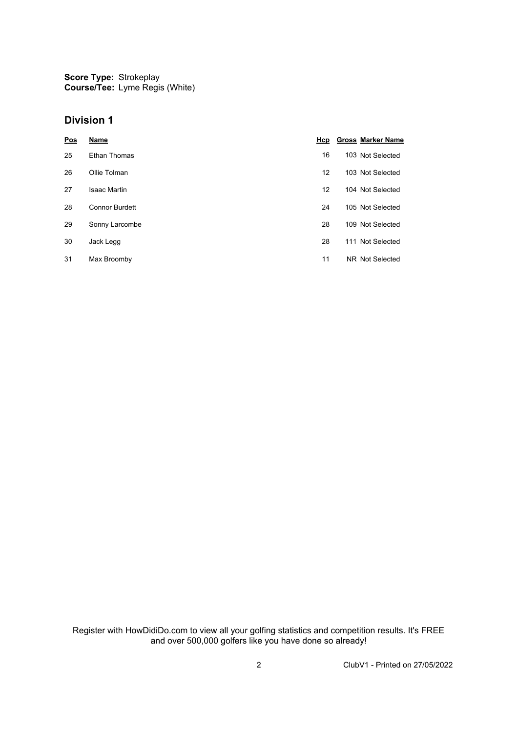**Score Type:** Strokeplay
**Course/Tee:** Lyme Regis (White)

## Division 1

| Pos | Name | Hcp | Gross | Marker Name |
|---|---|---|---|---|
| 25 | Ethan Thomas | 16 | 103 | Not Selected |
| 26 | Ollie Tolman | 12 | 103 | Not Selected |
| 27 | Isaac Martin | 12 | 104 | Not Selected |
| 28 | Connor Burdett | 24 | 105 | Not Selected |
| 29 | Sonny Larcombe | 28 | 109 | Not Selected |
| 30 | Jack Legg | 28 | 111 | Not Selected |
| 31 | Max Broomby | 11 | NR | Not Selected |

Register with HowDidiDo.com to view all your golfing statistics and competition results. It's FREE and over 500,000 golfers like you have done so already!

ClubV1 - Printed on 27/05/2022